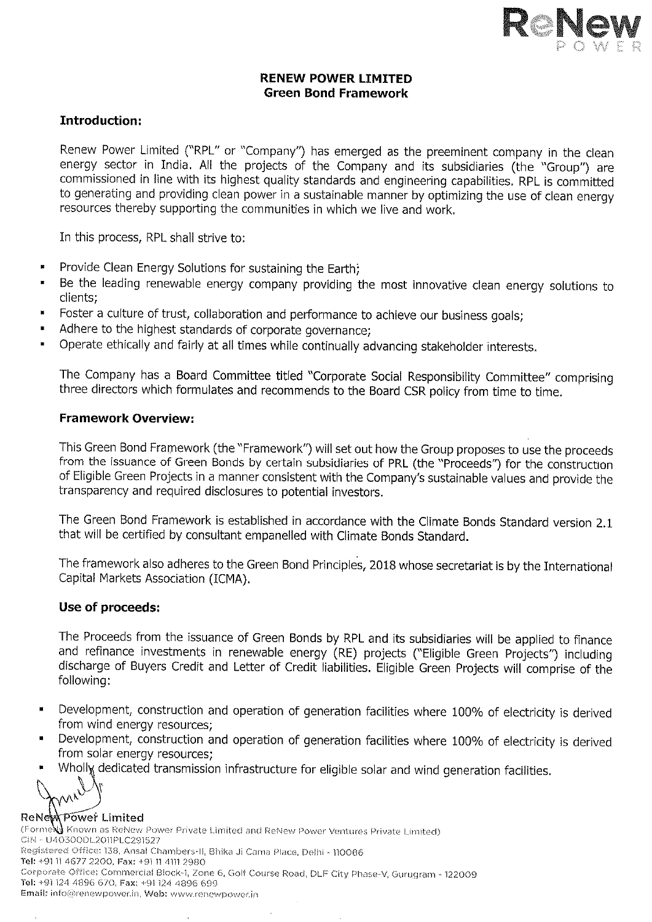# RENEW POWER LIMITED
## Green Bond Framework

### Introduction:

Renew Power Limited ("RPL" or "Company") has emerged as the preeminent company in the clean energy sector in India. All the projects of the Company and its subsidiaries (the "Group") are commissioned in line with its highest quality standards and engineering capabilities. RPL is committed to generating and providing clean power in a sustainable manner by optimizing the use of clean energy resources thereby supporting the communities in which we live and work.

In this process, RPL shall strive to:

- Provide Clean Energy Solutions for sustaining the Earth;
- Be the leading renewable energy company providing the most innovative clean energy solutions to clients;
- Foster a culture of trust, collaboration and performance to achieve our business goals;
- Adhere to the highest standards of corporate governance;
- Operate ethically and fairly at all times while continually advancing stakeholder interests.

The Company has a Board Committee titled "Corporate Social Responsibility Committee" comprising three directors which formulates and recommends to the Board CSR policy from time to time.

### Framework Overview:

This Green Bond Framework (the "Framework") will set out how the Group proposes to use the proceeds from the issuance of Green Bonds by certain subsidiaries of PRL (the "Proceeds") for the construction of Eligible Green Projects in a manner consistent with the Company's sustainable values and provide the transparency and required disclosures to potential investors.

The Green Bond Framework is established in accordance with the Climate Bonds Standard version 2.1 that will be certified by consultant empanelled with Climate Bonds Standard.

The framework also adheres to the Green Bond Principles, 2018 whose secretariat is by the International Capital Markets Association (ICMA).

### Use of proceeds:

The Proceeds from the issuance of Green Bonds by RPL and its subsidiaries will be applied to finance and refinance investments in renewable energy (RE) projects ("Eligible Green Projects") including discharge of Buyers Credit and Letter of Credit liabilities. Eligible Green Projects will comprise of the following:

- Development, construction and operation of generation facilities where 100% of electricity is derived from wind energy resources;
- Development, construction and operation of generation facilities where 100% of electricity is derived from solar energy resources;
- Wholly dedicated transmission infrastructure for eligible solar and wind generation facilities.

**ReNew Power Limited**
(Formerly Known as ReNew Power Private Limited and ReNew Power Ventures Private Limited)
CIN - U40300DL2011PLC291527
Registered Office: 138, Ansal Chambers-II, Bhika Ji Cama Place, Delhi - 110066
Tel: +91 11 4677 2200, Fax: +91 11 4111 2980
Corporate Office: Commercial Block-1, Zone 6, Golf Course Road, DLF City Phase-V, Gurugram - 122009
Tel: +91 124 4896 670, Fax: +91 124 4896 699
Email: info@renewpower.in, Web: www.renewpower.in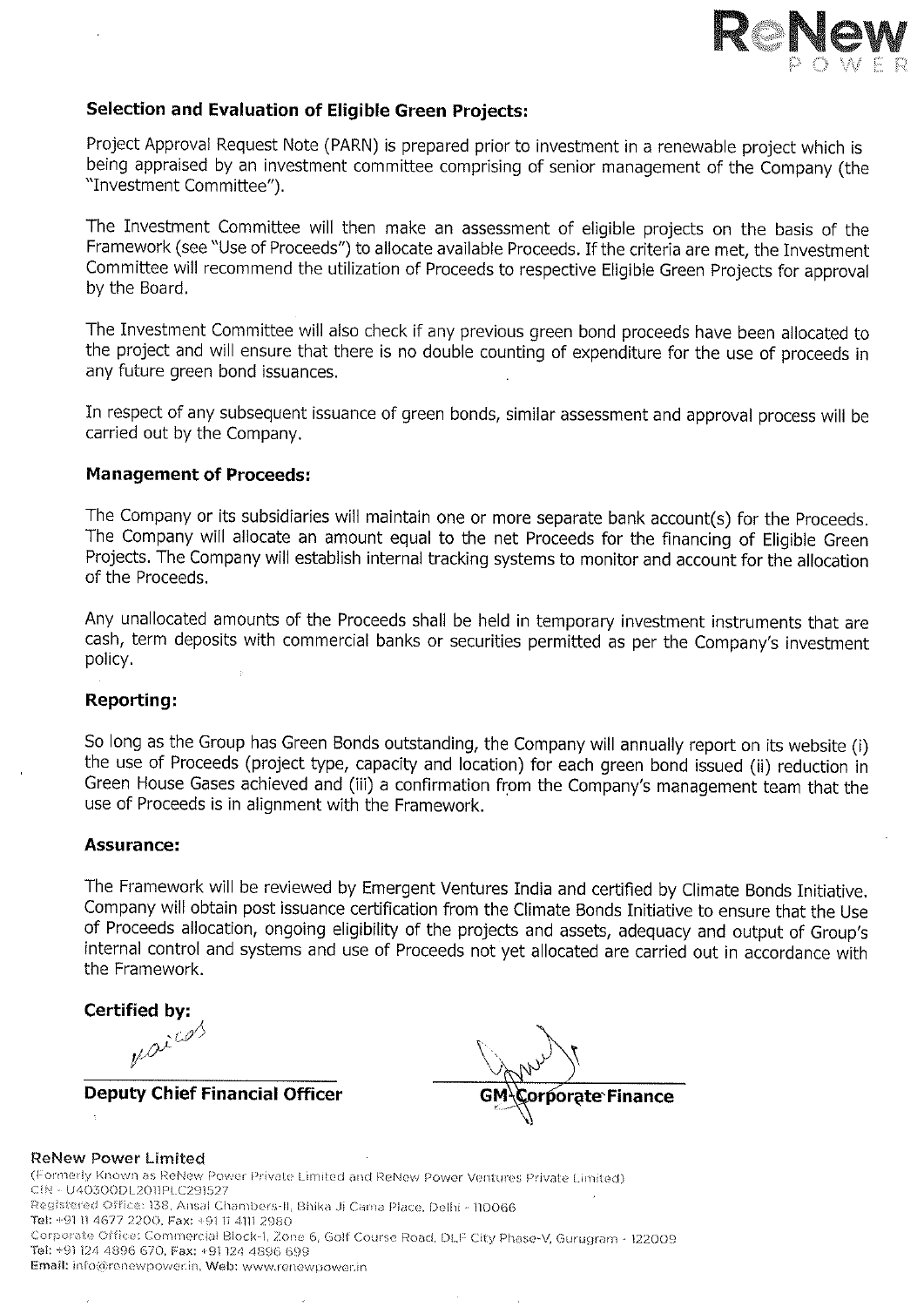**Selection and Evaluation of Eligible Green Projects:**

Project Approval Request Note (PARN) is prepared prior to investment in a renewable project which is being appraised by an investment committee comprising of senior management of the Company (the "Investment Committee").

The Investment Committee will then make an assessment of eligible projects on the basis of the Framework (see "Use of Proceeds") to allocate available Proceeds. If the criteria are met, the Investment Committee will recommend the utilization of Proceeds to respective Eligible Green Projects for approval by the Board.

The Investment Committee will also check if any previous green bond proceeds have been allocated to the project and will ensure that there is no double counting of expenditure for the use of proceeds in any future green bond issuances.

In respect of any subsequent issuance of green bonds, similar assessment and approval process will be carried out by the Company.

**Management of Proceeds:**

The Company or its subsidiaries will maintain one or more separate bank account(s) for the Proceeds. The Company will allocate an amount equal to the net Proceeds for the financing of Eligible Green Projects. The Company will establish internal tracking systems to monitor and account for the allocation of the Proceeds.

Any unallocated amounts of the Proceeds shall be held in temporary investment instruments that are cash, term deposits with commercial banks or securities permitted as per the Company's investment policy.

**Reporting:**

So long as the Group has Green Bonds outstanding, the Company will annually report on its website (i) the use of Proceeds (project type, capacity and location) for each green bond issued (ii) reduction in Green House Gases achieved and (iii) a confirmation from the Company's management team that the use of Proceeds is in alignment with the Framework.

**Assurance:**

The Framework will be reviewed by Emergent Ventures India and certified by Climate Bonds Initiative. Company will obtain post issuance certification from the Climate Bonds Initiative to ensure that the Use of Proceeds allocation, ongoing eligibility of the projects and assets, adequacy and output of Group's internal control and systems and use of Proceeds not yet allocated are carried out in accordance with the Framework.

**Certified by:**

**Deputy Chief Financial Officer**

**GM-Corporate Finance**

**ReNew Power Limited**
(Formerly Known as ReNew Power Private Limited and ReNew Power Ventures Private Limited)
CIN - U40300DL2011PLC291527
Registered Office: 138, Ansal Chambers-II, Bhika Ji Cama Place, Delhi - 110066
**Tel:** +91 11 4677 2200, **Fax:** +91 11 4111 2980
Corporate Office: Commercial Block-1, Zone 6, Golf Course Road, DLF City Phase-V, Gurugram - 122009
**Tel:** +91 124 4896 670, **Fax:** +91 124 4896 699
**Email:** info@renewpower.in, **Web:** www.renewpower.in